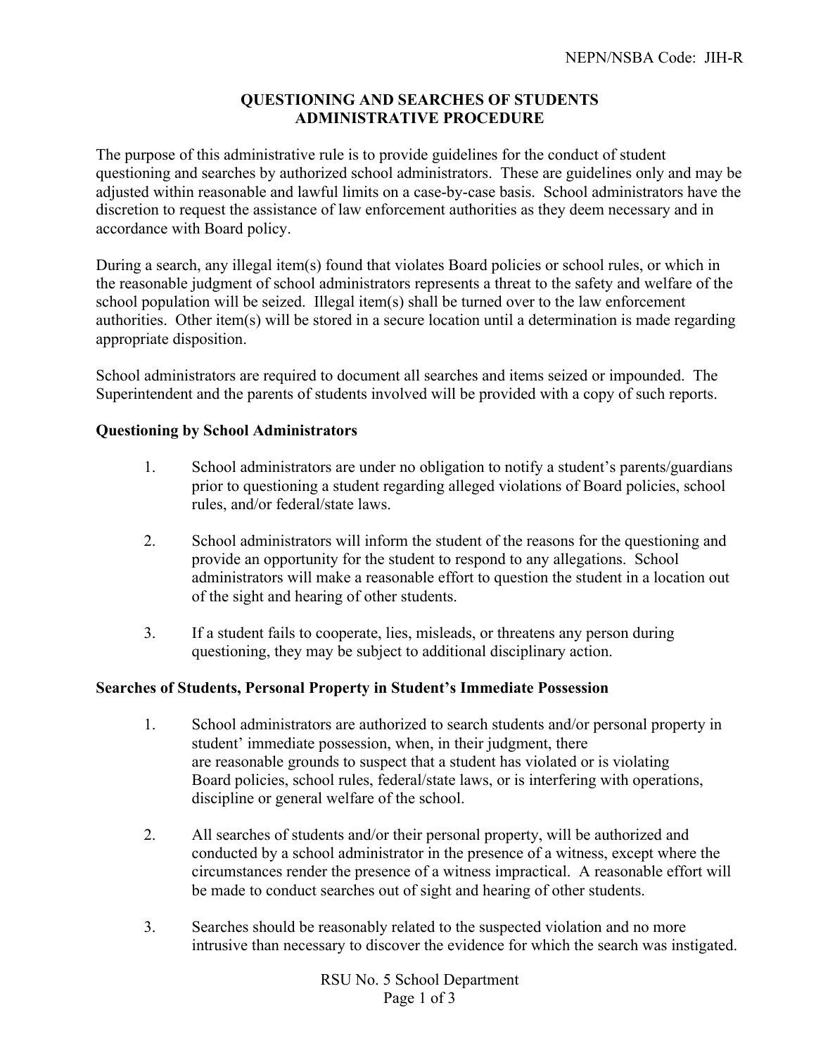NEPN/NSBA Code: JIH-R

# QUESTIONING AND SEARCHES OF STUDENTS
# ADMINISTRATIVE PROCEDURE

The purpose of this administrative rule is to provide guidelines for the conduct of student questioning and searches by authorized school administrators. These are guidelines only and may be adjusted within reasonable and lawful limits on a case-by-case basis. School administrators have the discretion to request the assistance of law enforcement authorities as they deem necessary and in accordance with Board policy.

During a search, any illegal item(s) found that violates Board policies or school rules, or which in the reasonable judgment of school administrators represents a threat to the safety and welfare of the school population will be seized. Illegal item(s) shall be turned over to the law enforcement authorities. Other item(s) will be stored in a secure location until a determination is made regarding appropriate disposition.

School administrators are required to document all searches and items seized or impounded. The Superintendent and the parents of students involved will be provided with a copy of such reports.

## Questioning by School Administrators

1. School administrators are under no obligation to notify a student's parents/guardians prior to questioning a student regarding alleged violations of Board policies, school rules, and/or federal/state laws.

2. School administrators will inform the student of the reasons for the questioning and provide an opportunity for the student to respond to any allegations. School administrators will make a reasonable effort to question the student in a location out of the sight and hearing of other students.

3. If a student fails to cooperate, lies, misleads, or threatens any person during questioning, they may be subject to additional disciplinary action.

## Searches of Students, Personal Property in Student's Immediate Possession

1. School administrators are authorized to search students and/or personal property in student' immediate possession, when, in their judgment, there are reasonable grounds to suspect that a student has violated or is violating Board policies, school rules, federal/state laws, or is interfering with operations, discipline or general welfare of the school.

2. All searches of students and/or their personal property, will be authorized and conducted by a school administrator in the presence of a witness, except where the circumstances render the presence of a witness impractical. A reasonable effort will be made to conduct searches out of sight and hearing of other students.

3. Searches should be reasonably related to the suspected violation and no more intrusive than necessary to discover the evidence for which the search was instigated.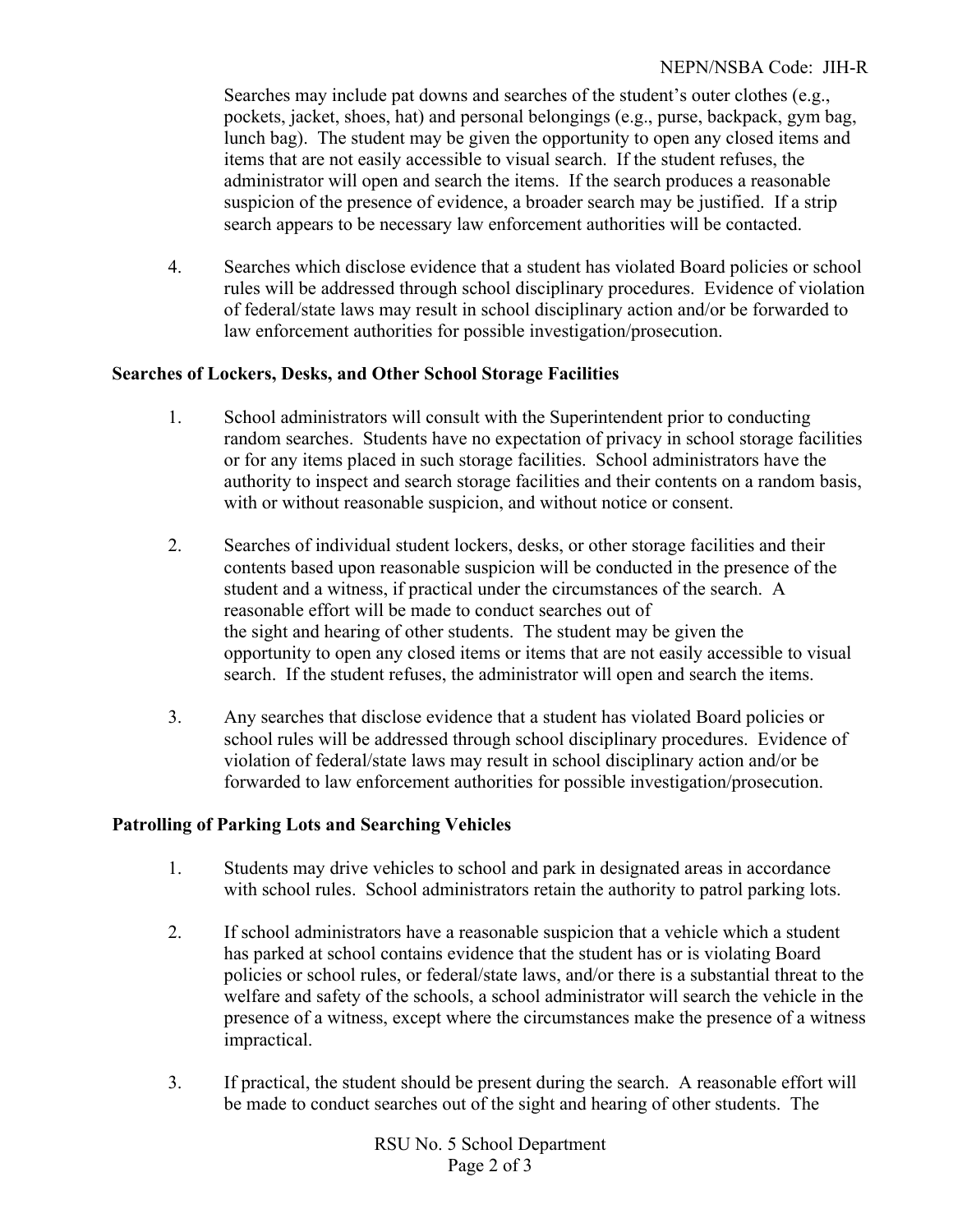Searches may include pat downs and searches of the student's outer clothes (e.g., pockets, jacket, shoes, hat) and personal belongings (e.g., purse, backpack, gym bag, lunch bag). The student may be given the opportunity to open any closed items and items that are not easily accessible to visual search. If the student refuses, the administrator will open and search the items. If the search produces a reasonable suspicion of the presence of evidence, a broader search may be justified. If a strip search appears to be necessary law enforcement authorities will be contacted.

4. Searches which disclose evidence that a student has violated Board policies or school rules will be addressed through school disciplinary procedures. Evidence of violation of federal/state laws may result in school disciplinary action and/or be forwarded to law enforcement authorities for possible investigation/prosecution.

**Searches of Lockers, Desks, and Other School Storage Facilities**

1. School administrators will consult with the Superintendent prior to conducting random searches. Students have no expectation of privacy in school storage facilities or for any items placed in such storage facilities. School administrators have the authority to inspect and search storage facilities and their contents on a random basis, with or without reasonable suspicion, and without notice or consent.

2. Searches of individual student lockers, desks, or other storage facilities and their contents based upon reasonable suspicion will be conducted in the presence of the student and a witness, if practical under the circumstances of the search. A reasonable effort will be made to conduct searches out of the sight and hearing of other students. The student may be given the opportunity to open any closed items or items that are not easily accessible to visual search. If the student refuses, the administrator will open and search the items.

3. Any searches that disclose evidence that a student has violated Board policies or school rules will be addressed through school disciplinary procedures. Evidence of violation of federal/state laws may result in school disciplinary action and/or be forwarded to law enforcement authorities for possible investigation/prosecution.

**Patrolling of Parking Lots and Searching Vehicles**

1. Students may drive vehicles to school and park in designated areas in accordance with school rules. School administrators retain the authority to patrol parking lots.

2. If school administrators have a reasonable suspicion that a vehicle which a student has parked at school contains evidence that the student has or is violating Board policies or school rules, or federal/state laws, and/or there is a substantial threat to the welfare and safety of the schools, a school administrator will search the vehicle in the presence of a witness, except where the circumstances make the presence of a witness impractical.

3. If practical, the student should be present during the search. A reasonable effort will be made to conduct searches out of the sight and hearing of other students. The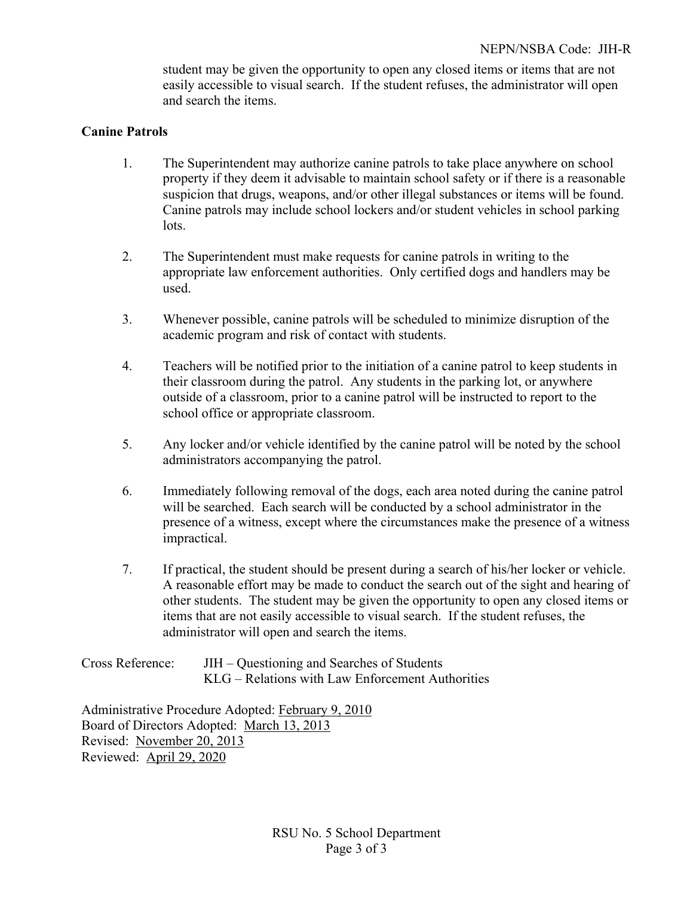student may be given the opportunity to open any closed items or items that are not easily accessible to visual search. If the student refuses, the administrator will open and search the items.

**Canine Patrols**

1. The Superintendent may authorize canine patrols to take place anywhere on school property if they deem it advisable to maintain school safety or if there is a reasonable suspicion that drugs, weapons, and/or other illegal substances or items will be found. Canine patrols may include school lockers and/or student vehicles in school parking lots.

2. The Superintendent must make requests for canine patrols in writing to the appropriate law enforcement authorities. Only certified dogs and handlers may be used.

3. Whenever possible, canine patrols will be scheduled to minimize disruption of the academic program and risk of contact with students.

4. Teachers will be notified prior to the initiation of a canine patrol to keep students in their classroom during the patrol. Any students in the parking lot, or anywhere outside of a classroom, prior to a canine patrol will be instructed to report to the school office or appropriate classroom.

5. Any locker and/or vehicle identified by the canine patrol will be noted by the school administrators accompanying the patrol.

6. Immediately following removal of the dogs, each area noted during the canine patrol will be searched. Each search will be conducted by a school administrator in the presence of a witness, except where the circumstances make the presence of a witness impractical.

7. If practical, the student should be present during a search of his/her locker or vehicle. A reasonable effort may be made to conduct the search out of the sight and hearing of other students. The student may be given the opportunity to open any closed items or items that are not easily accessible to visual search. If the student refuses, the administrator will open and search the items.

Cross Reference: JIH – Questioning and Searches of Students
KLG – Relations with Law Enforcement Authorities

Administrative Procedure Adopted: February 9, 2010
Board of Directors Adopted: March 13, 2013
Revised: November 20, 2013
Reviewed: April 29, 2020